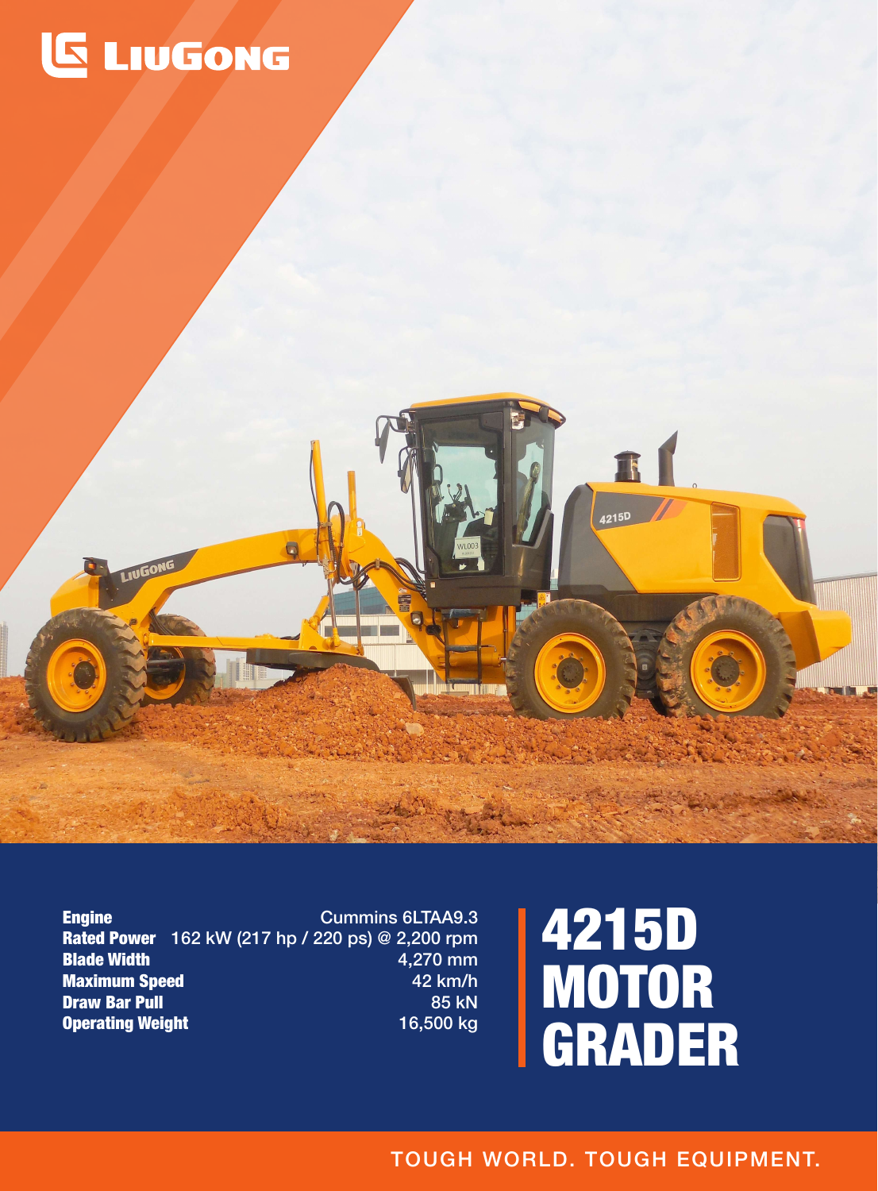LiuGong

# 4215D MOTOR GRADER

| | |
|---|---|
| **Engine** | Cummins 6LTAA9.3 |
| **Rated Power** | 162 kW (217 hp / 220 ps) @ 2,200 rpm |
| **Blade Width** | 4,270 mm |
| **Maximum Speed** | 42 km/h |
| **Draw Bar Pull** | 85 kN |
| **Operating Weight** | 16,500 kg |

TOUGH WORLD. TOUGH EQUIPMENT.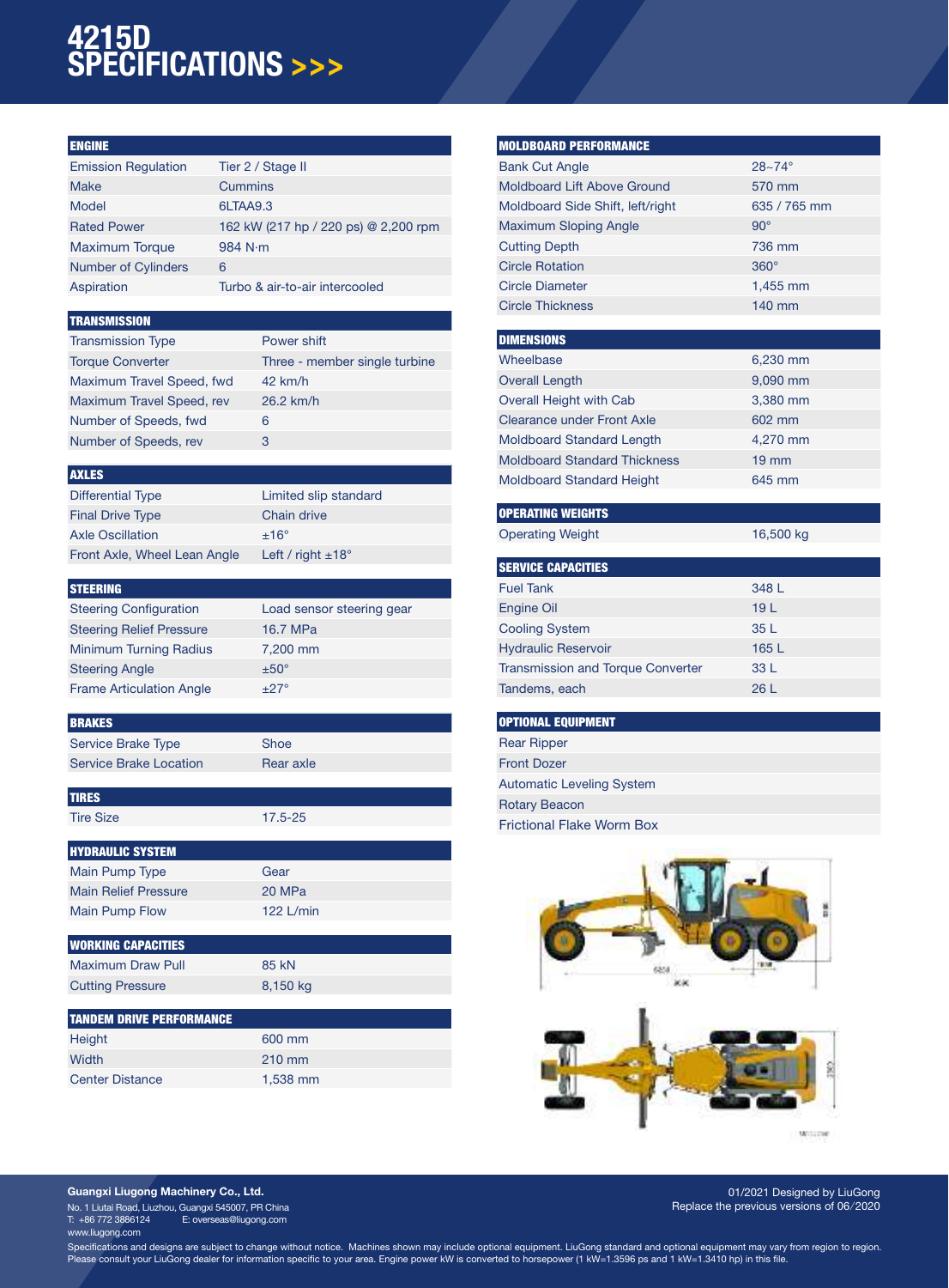# 4215D SPECIFICATIONS >>>

| ENGINE | |
|---|---|
| Emission Regulation | Tier 2 / Stage II |
| Make | Cummins |
| Model | 6LTAA9.3 |
| Rated Power | 162 kW (217 hp / 220 ps) @ 2,200 rpm |
| Maximum Torque | 984 N·m |
| Number of Cylinders | 6 |
| Aspiration | Turbo & air-to-air intercooled |

| TRANSMISSION | |
|---|---|
| Transmission Type | Power shift |
| Torque Converter | Three - member single turbine |
| Maximum Travel Speed, fwd | 42 km/h |
| Maximum Travel Speed, rev | 26.2 km/h |
| Number of Speeds, fwd | 6 |
| Number of Speeds, rev | 3 |

| AXLES | |
|---|---|
| Differential Type | Limited slip standard |
| Final Drive Type | Chain drive |
| Axle Oscillation | ±16° |
| Front Axle, Wheel Lean Angle | Left / right ±18° |

| STEERING | |
|---|---|
| Steering Configuration | Load sensor steering gear |
| Steering Relief Pressure | 16.7 MPa |
| Minimum Turning Radius | 7,200 mm |
| Steering Angle | ±50° |
| Frame Articulation Angle | ±27° |

| BRAKES | |
|---|---|
| Service Brake Type | Shoe |
| Service Brake Location | Rear axle |

| TIRES | |
|---|---|
| Tire Size | 17.5-25 |

| HYDRAULIC SYSTEM | |
|---|---|
| Main Pump Type | Gear |
| Main Relief Pressure | 20 MPa |
| Main Pump Flow | 122 L/min |

| WORKING CAPACITIES | |
|---|---|
| Maximum Draw Pull | 85 kN |
| Cutting Pressure | 8,150 kg |

| TANDEM DRIVE PERFORMANCE | |
|---|---|
| Height | 600 mm |
| Width | 210 mm |
| Center Distance | 1,538 mm |

| MOLDBOARD PERFORMANCE | |
|---|---|
| Bank Cut Angle | 28~74° |
| Moldboard Lift Above Ground | 570 mm |
| Moldboard Side Shift, left/right | 635 / 765 mm |
| Maximum Sloping Angle | 90° |
| Cutting Depth | 736 mm |
| Circle Rotation | 360° |
| Circle Diameter | 1,455 mm |
| Circle Thickness | 140 mm |

| DIMENSIONS | |
|---|---|
| Wheelbase | 6,230 mm |
| Overall Length | 9,090 mm |
| Overall Height with Cab | 3,380 mm |
| Clearance under Front Axle | 602 mm |
| Moldboard Standard Length | 4,270 mm |
| Moldboard Standard Thickness | 19 mm |
| Moldboard Standard Height | 645 mm |

| OPERATING WEIGHTS | |
|---|---|
| Operating Weight | 16,500 kg |

| SERVICE CAPACITIES | |
|---|---|
| Fuel Tank | 348 L |
| Engine Oil | 19 L |
| Cooling System | 35 L |
| Hydraulic Reservoir | 165 L |
| Transmission and Torque Converter | 33 L |
| Tandems, each | 26 L |

**OPTIONAL EQUIPMENT**

- Rear Ripper
- Front Dozer
- Automatic Leveling System
- Rotary Beacon
- Frictional Flake Worm Box

**Guangxi Liugong Machinery Co., Ltd.**
No. 1 Liutai Road, Liuzhou, Guangxi 545007, PR China
T: +86 772 3886124  E: overseas@liugong.com
www.liugong.com

01/2021 Designed by LiuGong
Replace the previous versions of 06/2020

Specifications and designs are subject to change without notice. Machines shown may include optional equipment. LiuGong standard and optional equipment may vary from region to region. Please consult your LiuGong dealer for information specific to your area. Engine power kW is converted to horsepower (1 kW=1.3596 ps and 1 kW=1.3410 hp) in this file.